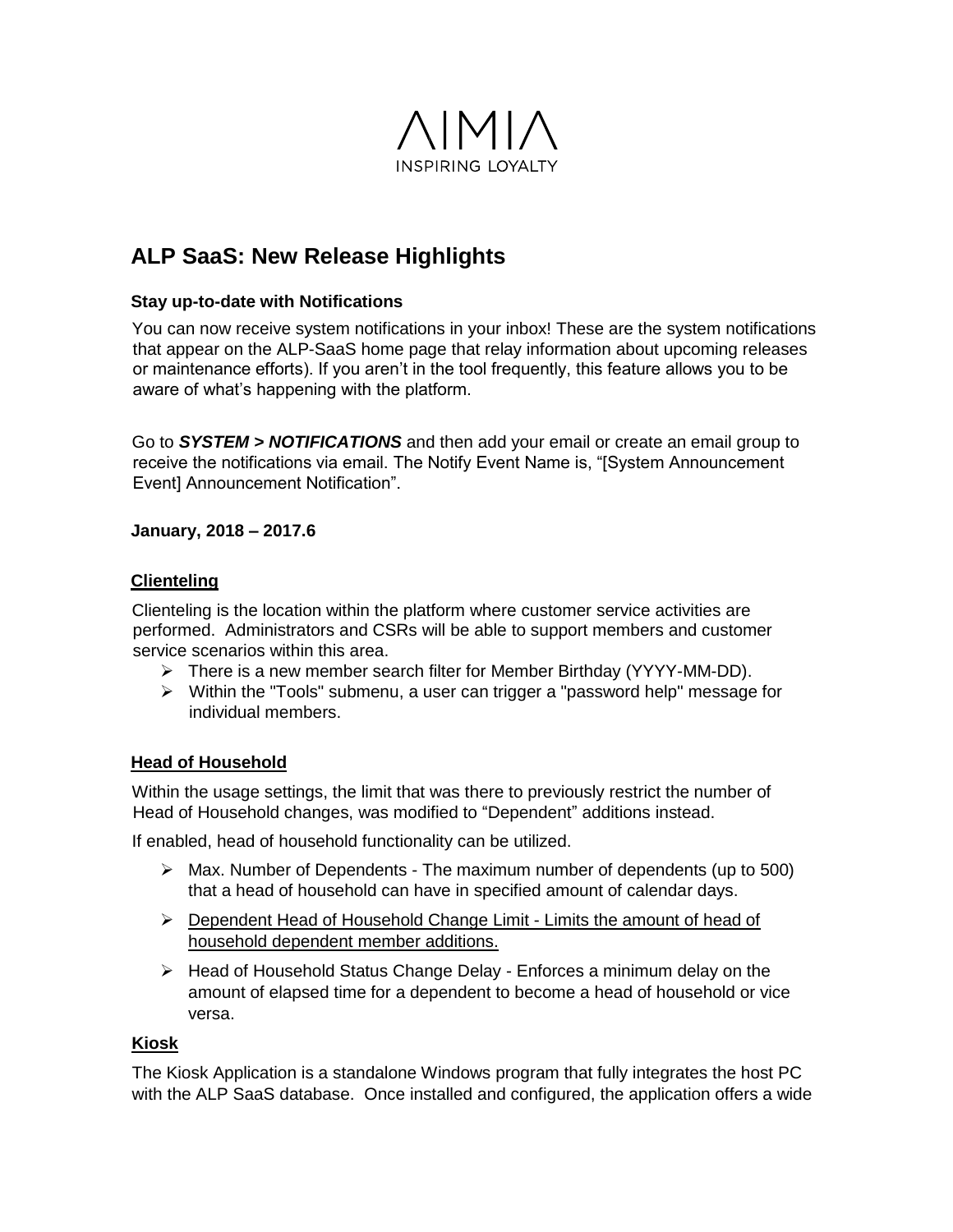AIMIA

INSPIRING LOYALTY

# ALP SaaS: New Release Highlights

### Stay up-to-date with Notifications

You can now receive system notifications in your inbox! These are the system notifications that appear on the ALP-SaaS home page that relay information about upcoming releases or maintenance efforts). If you aren't in the tool frequently, this feature allows you to be aware of what's happening with the platform.

Go to ***SYSTEM > NOTIFICATIONS*** and then add your email or create an email group to receive the notifications via email. The Notify Event Name is, "[System Announcement Event] Announcement Notification".

### January, 2018 – 2017.6

#### Clienteling

Clienteling is the location within the platform where customer service activities are performed. Administrators and CSRs will be able to support members and customer service scenarios within this area.

- There is a new member search filter for Member Birthday (YYYY-MM-DD).
- Within the "Tools" submenu, a user can trigger a "password help" message for individual members.

#### Head of Household

Within the usage settings, the limit that was there to previously restrict the number of Head of Household changes, was modified to "Dependent" additions instead.

If enabled, head of household functionality can be utilized.

- Max. Number of Dependents - The maximum number of dependents (up to 500) that a head of household can have in specified amount of calendar days.
- Dependent Head of Household Change Limit - Limits the amount of head of household dependent member additions.
- Head of Household Status Change Delay - Enforces a minimum delay on the amount of elapsed time for a dependent to become a head of household or vice versa.

#### Kiosk

The Kiosk Application is a standalone Windows program that fully integrates the host PC with the ALP SaaS database. Once installed and configured, the application offers a wide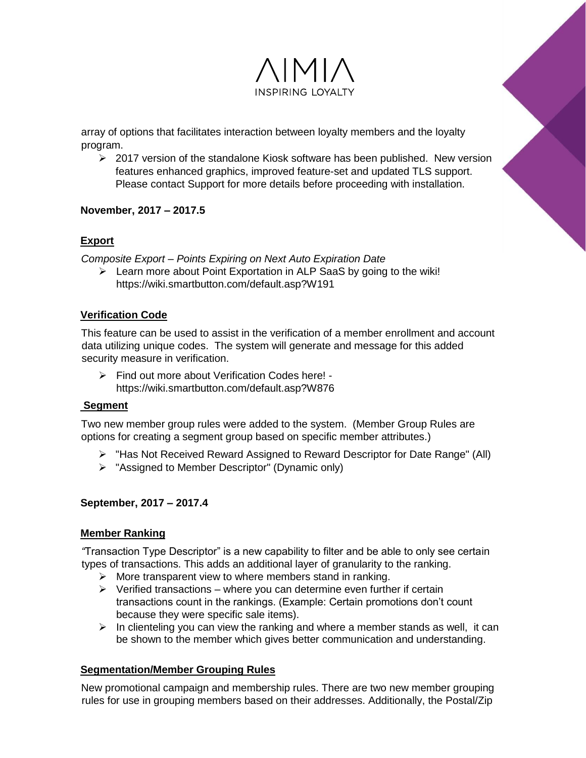array of options that facilitates interaction between loyalty members and the loyalty program.

- 2017 version of the standalone Kiosk software has been published. New version features enhanced graphics, improved feature-set and updated TLS support. Please contact Support for more details before proceeding with installation.

**November, 2017 – 2017.5**

**Export**

*Composite Export – Points Expiring on Next Auto Expiration Date*

- Learn more about Point Exportation in ALP SaaS by going to the wiki! https://wiki.smartbutton.com/default.asp?W191

**Verification Code**

This feature can be used to assist in the verification of a member enrollment and account data utilizing unique codes. The system will generate and message for this added security measure in verification.

- Find out more about Verification Codes here! - https://wiki.smartbutton.com/default.asp?W876

**Segment**

Two new member group rules were added to the system. (Member Group Rules are options for creating a segment group based on specific member attributes.)

- "Has Not Received Reward Assigned to Reward Descriptor for Date Range" (All)
- "Assigned to Member Descriptor" (Dynamic only)

**September, 2017 – 2017.4**

**Member Ranking**

"Transaction Type Descriptor" is a new capability to filter and be able to only see certain types of transactions. This adds an additional layer of granularity to the ranking.

- More transparent view to where members stand in ranking.
- Verified transactions – where you can determine even further if certain transactions count in the rankings. (Example: Certain promotions don't count because they were specific sale items).
- In clienteling you can view the ranking and where a member stands as well, it can be shown to the member which gives better communication and understanding.

**Segmentation/Member Grouping Rules**

New promotional campaign and membership rules. There are two new member grouping rules for use in grouping members based on their addresses. Additionally, the Postal/Zip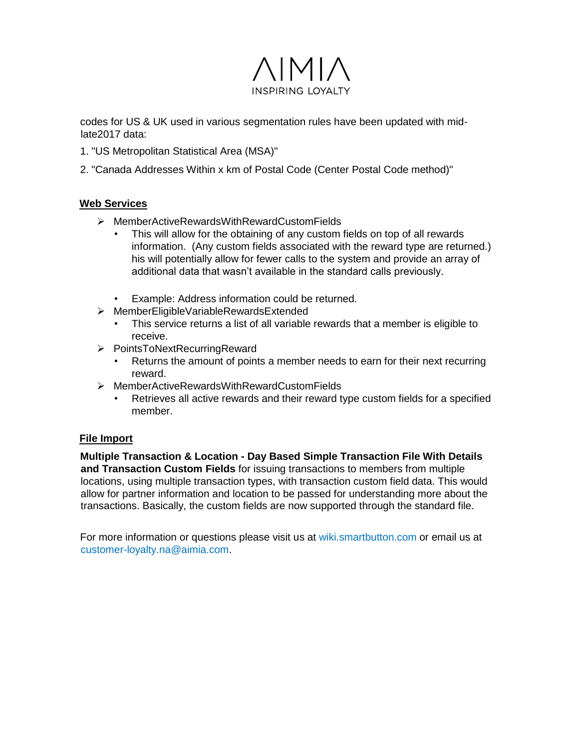codes for US & UK used in various segmentation rules have been updated with mid-late2017 data:

1. "US Metropolitan Statistical Area (MSA)"
2. "Canada Addresses Within x km of Postal Code (Center Postal Code method)"

## Web Services

- MemberActiveRewardsWithRewardCustomFields
  - This will allow for the obtaining of any custom fields on top of all rewards information. (Any custom fields associated with the reward type are returned.) his will potentially allow for fewer calls to the system and provide an array of additional data that wasn't available in the standard calls previously.
  - Example: Address information could be returned.
- MemberEligibleVariableRewardsExtended
  - This service returns a list of all variable rewards that a member is eligible to receive.
- PointsToNextRecurringReward
  - Returns the amount of points a member needs to earn for their next recurring reward.
- MemberActiveRewardsWithRewardCustomFields
  - Retrieves all active rewards and their reward type custom fields for a specified member.

## File Import

**Multiple Transaction & Location - Day Based Simple Transaction File With Details and Transaction Custom Fields** for issuing transactions to members from multiple locations, using multiple transaction types, with transaction custom field data. This would allow for partner information and location to be passed for understanding more about the transactions. Basically, the custom fields are now supported through the standard file.

For more information or questions please visit us at wiki.smartbutton.com or email us at customer-loyalty.na@aimia.com.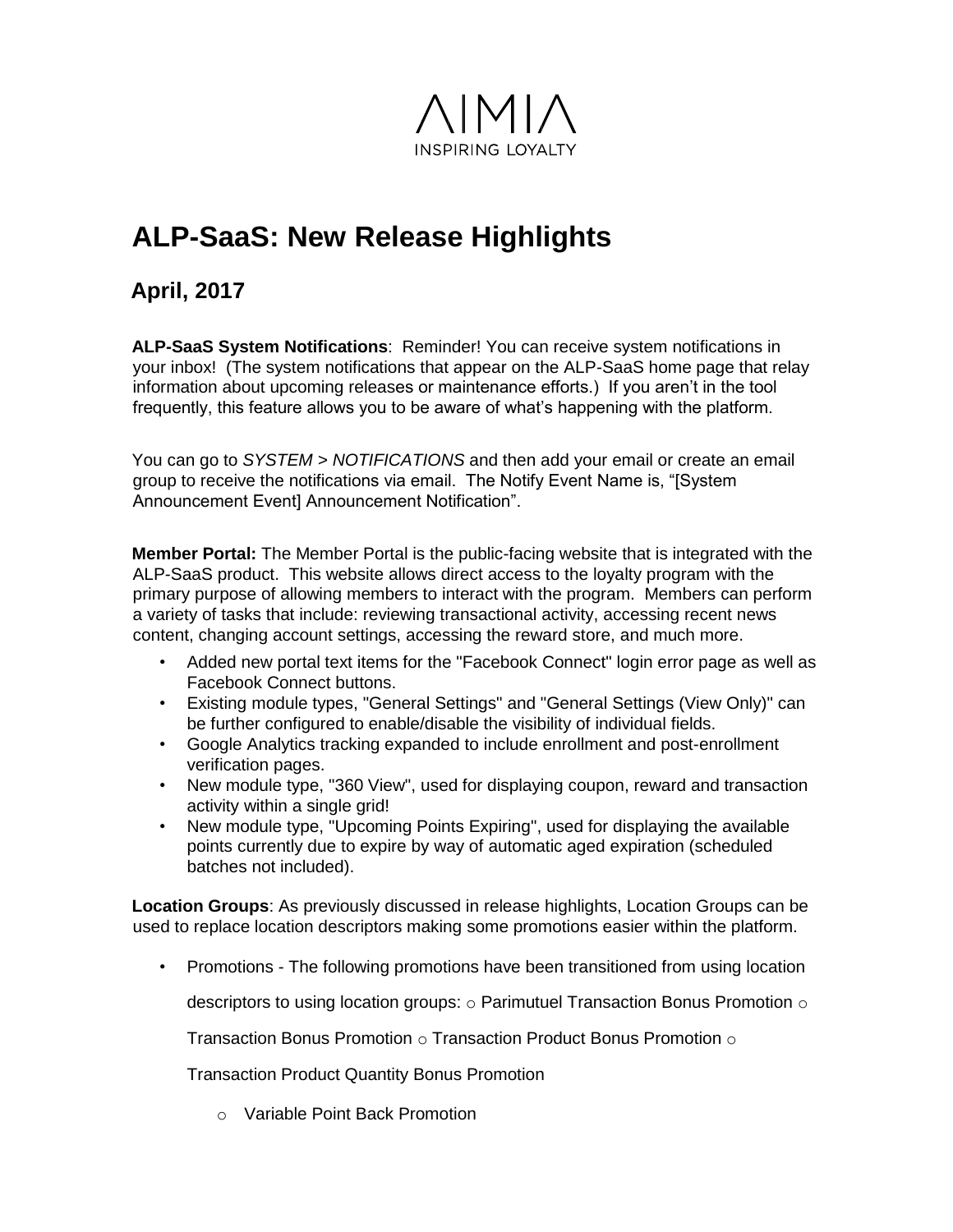AIMIA
INSPIRING LOYALTY

# ALP-SaaS: New Release Highlights

## April, 2017

**ALP-SaaS System Notifications**: Reminder! You can receive system notifications in your inbox! (The system notifications that appear on the ALP-SaaS home page that relay information about upcoming releases or maintenance efforts.) If you aren't in the tool frequently, this feature allows you to be aware of what's happening with the platform.

You can go to *SYSTEM > NOTIFICATIONS* and then add your email or create an email group to receive the notifications via email. The Notify Event Name is, "[System Announcement Event] Announcement Notification".

**Member Portal:** The Member Portal is the public-facing website that is integrated with the ALP-SaaS product. This website allows direct access to the loyalty program with the primary purpose of allowing members to interact with the program. Members can perform a variety of tasks that include: reviewing transactional activity, accessing recent news content, changing account settings, accessing the reward store, and much more.

- Added new portal text items for the "Facebook Connect" login error page as well as Facebook Connect buttons.
- Existing module types, "General Settings" and "General Settings (View Only)" can be further configured to enable/disable the visibility of individual fields.
- Google Analytics tracking expanded to include enrollment and post-enrollment verification pages.
- New module type, "360 View", used for displaying coupon, reward and transaction activity within a single grid!
- New module type, "Upcoming Points Expiring", used for displaying the available points currently due to expire by way of automatic aged expiration (scheduled batches not included).

**Location Groups**: As previously discussed in release highlights, Location Groups can be used to replace location descriptors making some promotions easier within the platform.

- Promotions - The following promotions have been transitioned from using location descriptors to using location groups:
  - Parimutuel Transaction Bonus Promotion
  - Transaction Bonus Promotion
  - Transaction Product Bonus Promotion
  - Transaction Product Quantity Bonus Promotion
  - Variable Point Back Promotion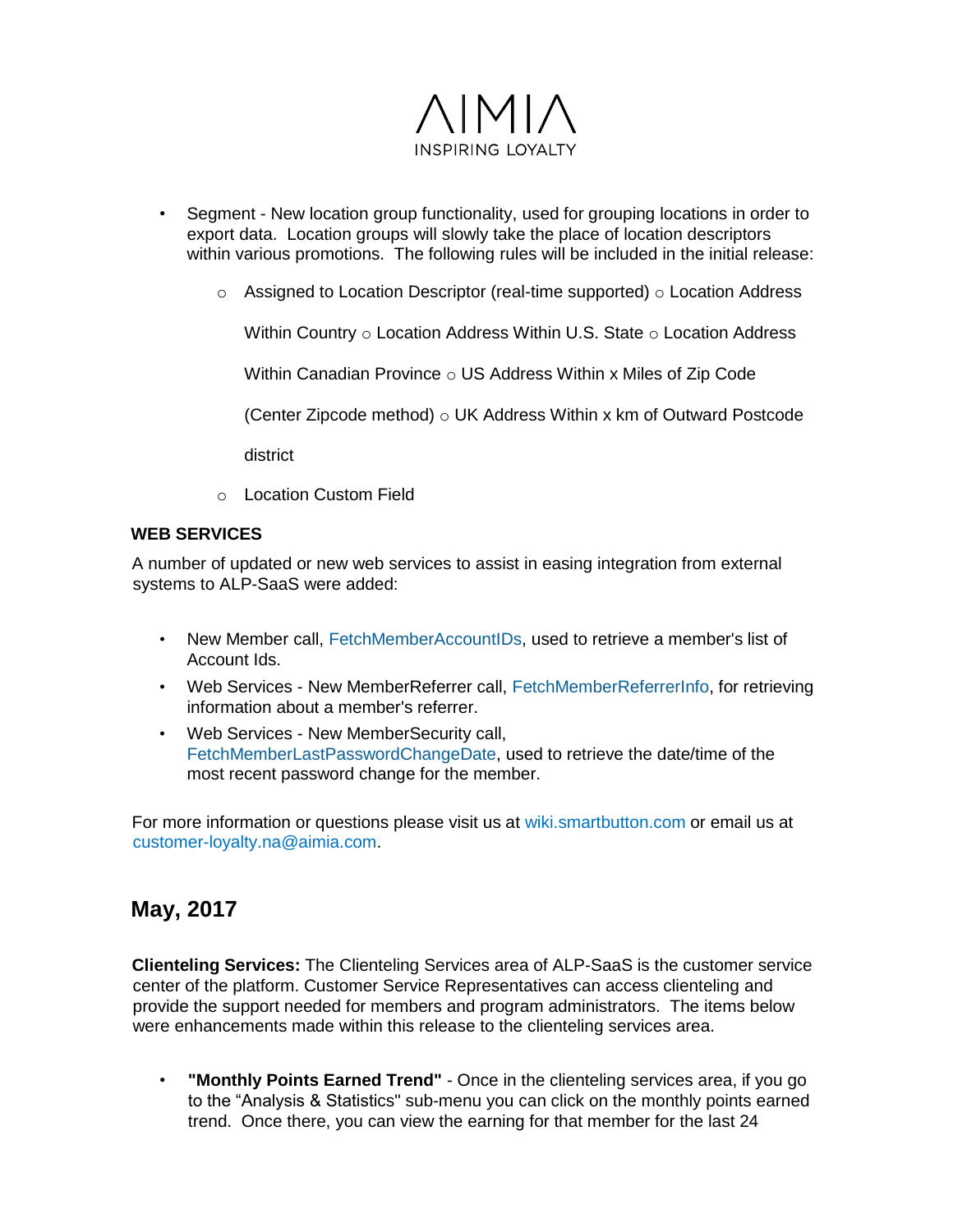- Segment - New location group functionality, used for grouping locations in order to export data. Location groups will slowly take the place of location descriptors within various promotions. The following rules will be included in the initial release:
  - Assigned to Location Descriptor (real-time supported)
  - Location Address Within Country
  - Location Address Within U.S. State
  - Location Address Within Canadian Province
  - US Address Within x Miles of Zip Code (Center Zipcode method)
  - UK Address Within x km of Outward Postcode district
  - Location Custom Field

**WEB SERVICES**

A number of updated or new web services to assist in easing integration from external systems to ALP-SaaS were added:

- New Member call, FetchMemberAccountIDs, used to retrieve a member's list of Account Ids.
- Web Services - New MemberReferrer call, FetchMemberReferrerInfo, for retrieving information about a member's referrer.
- Web Services - New MemberSecurity call, FetchMemberLastPasswordChangeDate, used to retrieve the date/time of the most recent password change for the member.

For more information or questions please visit us at wiki.smartbutton.com or email us at customer-loyalty.na@aimia.com.

## May, 2017

**Clienteling Services:** The Clienteling Services area of ALP-SaaS is the customer service center of the platform. Customer Service Representatives can access clienteling and provide the support needed for members and program administrators. The items below were enhancements made within this release to the clienteling services area.

- **"Monthly Points Earned Trend"** - Once in the clienteling services area, if you go to the "Analysis & Statistics" sub-menu you can click on the monthly points earned trend. Once there, you can view the earning for that member for the last 24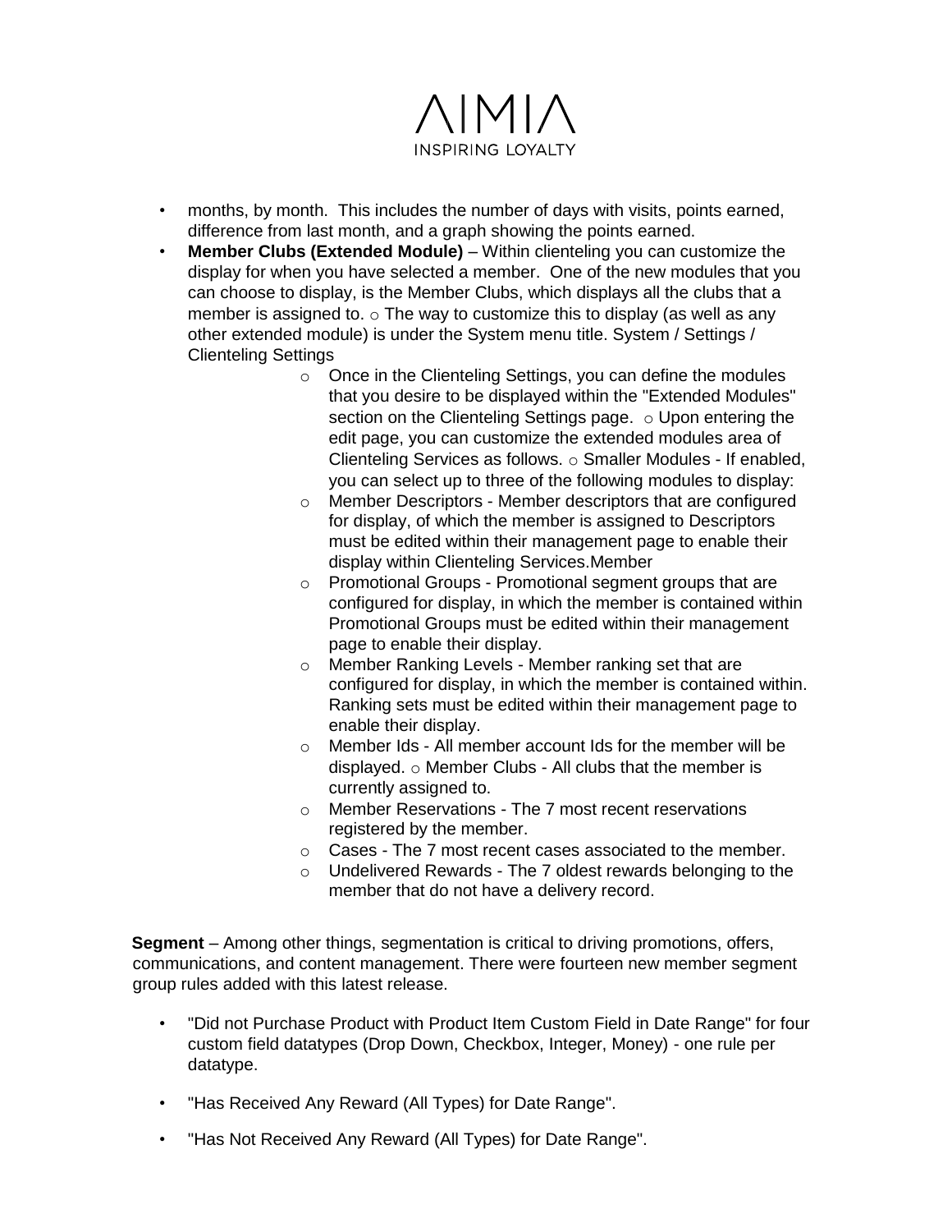- months, by month. This includes the number of days with visits, points earned, difference from last month, and a graph showing the points earned.
- **Member Clubs (Extended Module)** – Within clienteling you can customize the display for when you have selected a member. One of the new modules that you can choose to display, is the Member Clubs, which displays all the clubs that a member is assigned to. o The way to customize this to display (as well as any other extended module) is under the System menu title. System / Settings / Clienteling Settings
  - Once in the Clienteling Settings, you can define the modules that you desire to be displayed within the "Extended Modules" section on the Clienteling Settings page. o Upon entering the edit page, you can customize the extended modules area of Clienteling Services as follows. o Smaller Modules - If enabled, you can select up to three of the following modules to display:
  - Member Descriptors - Member descriptors that are configured for display, of which the member is assigned to Descriptors must be edited within their management page to enable their display within Clienteling Services.Member
  - Promotional Groups - Promotional segment groups that are configured for display, in which the member is contained within Promotional Groups must be edited within their management page to enable their display.
  - Member Ranking Levels - Member ranking set that are configured for display, in which the member is contained within. Ranking sets must be edited within their management page to enable their display.
  - Member Ids - All member account Ids for the member will be displayed. o Member Clubs - All clubs that the member is currently assigned to.
  - Member Reservations - The 7 most recent reservations registered by the member.
  - Cases - The 7 most recent cases associated to the member.
  - Undelivered Rewards - The 7 oldest rewards belonging to the member that do not have a delivery record.

**Segment** – Among other things, segmentation is critical to driving promotions, offers, communications, and content management. There were fourteen new member segment group rules added with this latest release.

- "Did not Purchase Product with Product Item Custom Field in Date Range" for four custom field datatypes (Drop Down, Checkbox, Integer, Money) - one rule per datatype.

- "Has Received Any Reward (All Types) for Date Range".

- "Has Not Received Any Reward (All Types) for Date Range".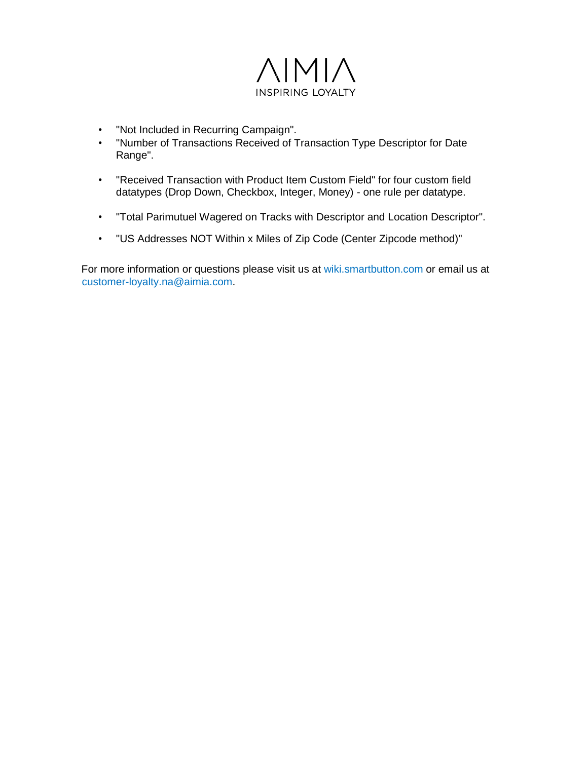- "Not Included in Recurring Campaign".
- "Number of Transactions Received of Transaction Type Descriptor for Date Range".
- "Received Transaction with Product Item Custom Field" for four custom field datatypes (Drop Down, Checkbox, Integer, Money) - one rule per datatype.
- "Total Parimutuel Wagered on Tracks with Descriptor and Location Descriptor".
- "US Addresses NOT Within x Miles of Zip Code (Center Zipcode method)"

For more information or questions please visit us at wiki.smartbutton.com or email us at customer-loyalty.na@aimia.com.